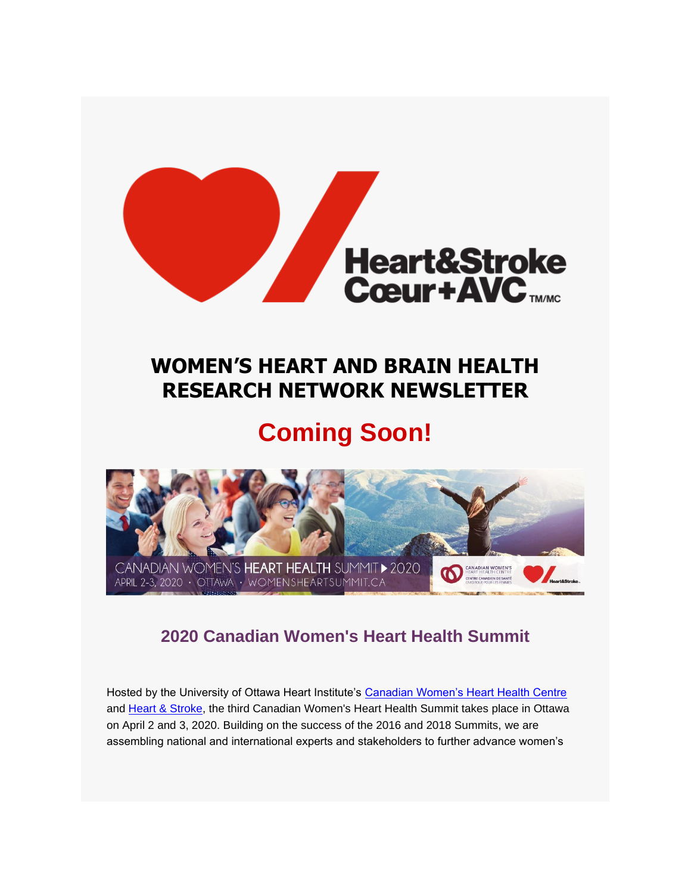# WOMEN'S HEART AND BRAIN HEALTH RESEARCH NETWORK NEWSLETTER

## Coming Soon!

### 2020 Canadian Women's Heart Health Summit

Hosted by the University of Ottawa Heart Institute's Canadian Women's Heart Health Centre and Heart & Stroke, the third Canadian Women's Heart Health Summit takes place in Ottawa on April 2 and 3, 2020. Building on the success of the 2016 and 2018 Summits, we are assembling national and international experts and stakeholders to further advance women's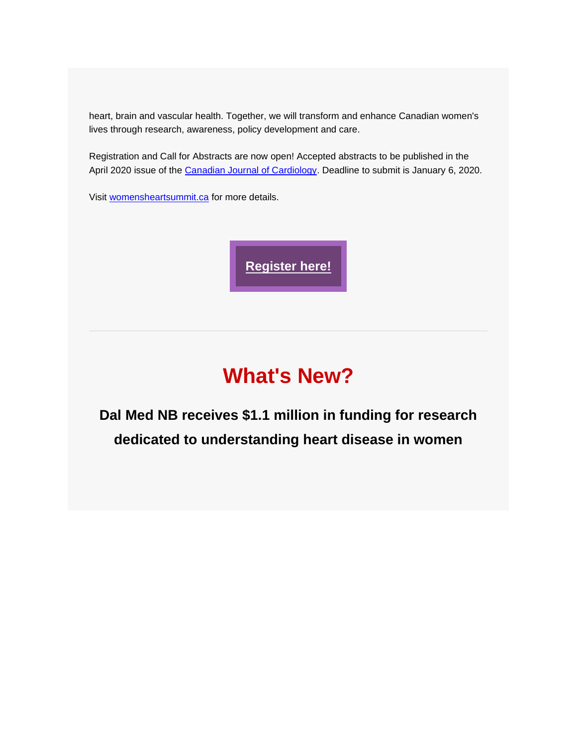heart, brain and vascular health. Together, we will transform and enhance Canadian women's lives through research, awareness, policy development and care.

Registration and Call for Abstracts are now open! Accepted abstracts to be published in the April 2020 issue of the [Canadian Journal of Cardiology](). Deadline to submit is January 6, 2020.

Visit [womensheartsummit.ca]() for more details.

**[Register here!]()**

---

# What's New?

### Dal Med NB receives $1.1 million in funding for research dedicated to understanding heart disease in women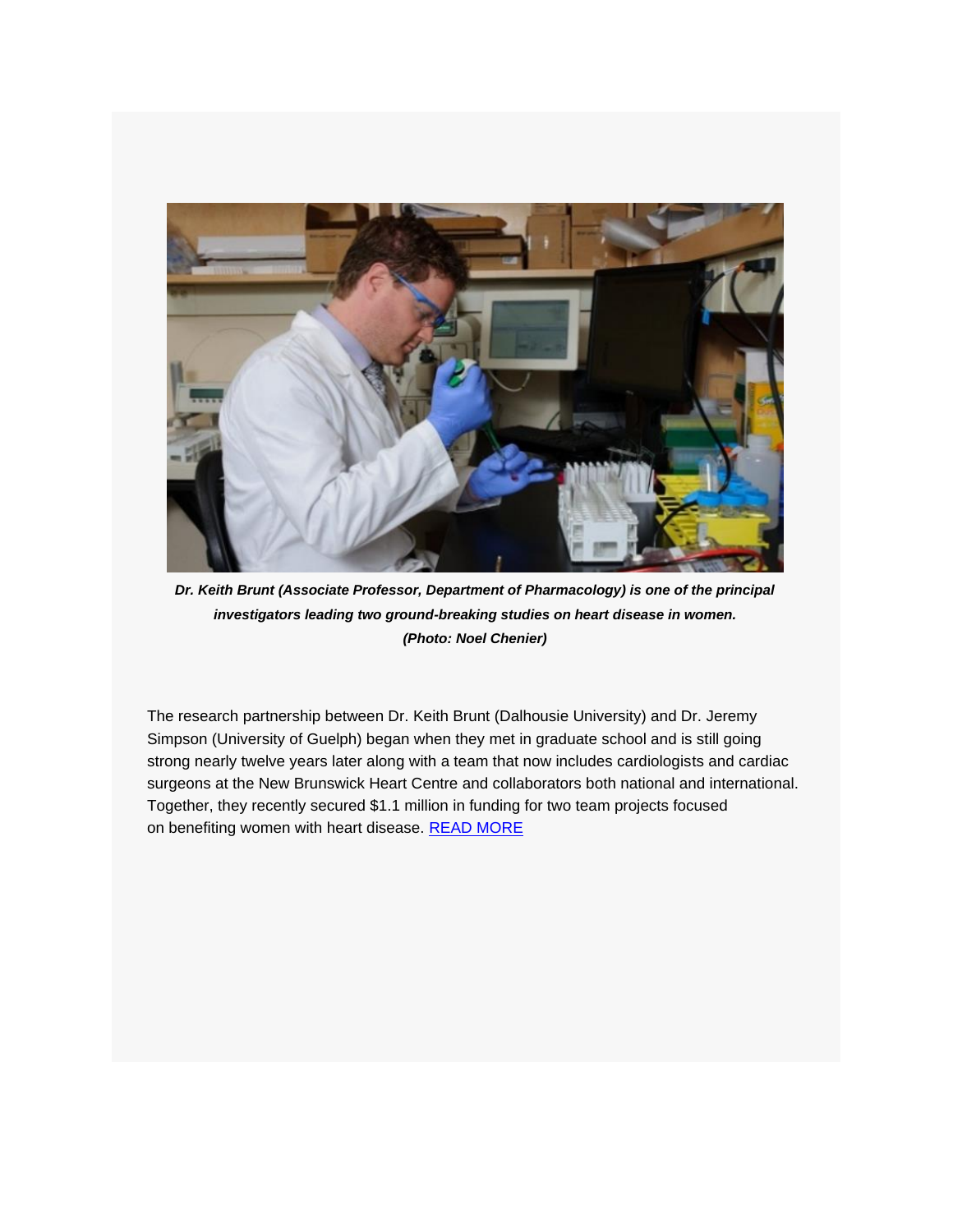***Dr. Keith Brunt (Associate Professor, Department of Pharmacology) is one of the principal investigators leading two ground-breaking studies on heart disease in women. (Photo: Noel Chenier)***

The research partnership between Dr. Keith Brunt (Dalhousie University) and Dr. Jeremy Simpson (University of Guelph) began when they met in graduate school and is still going strong nearly twelve years later along with a team that now includes cardiologists and cardiac surgeons at the New Brunswick Heart Centre and collaborators both national and international. Together, they recently secured $1.1 million in funding for two team projects focused on benefiting women with heart disease. READ MORE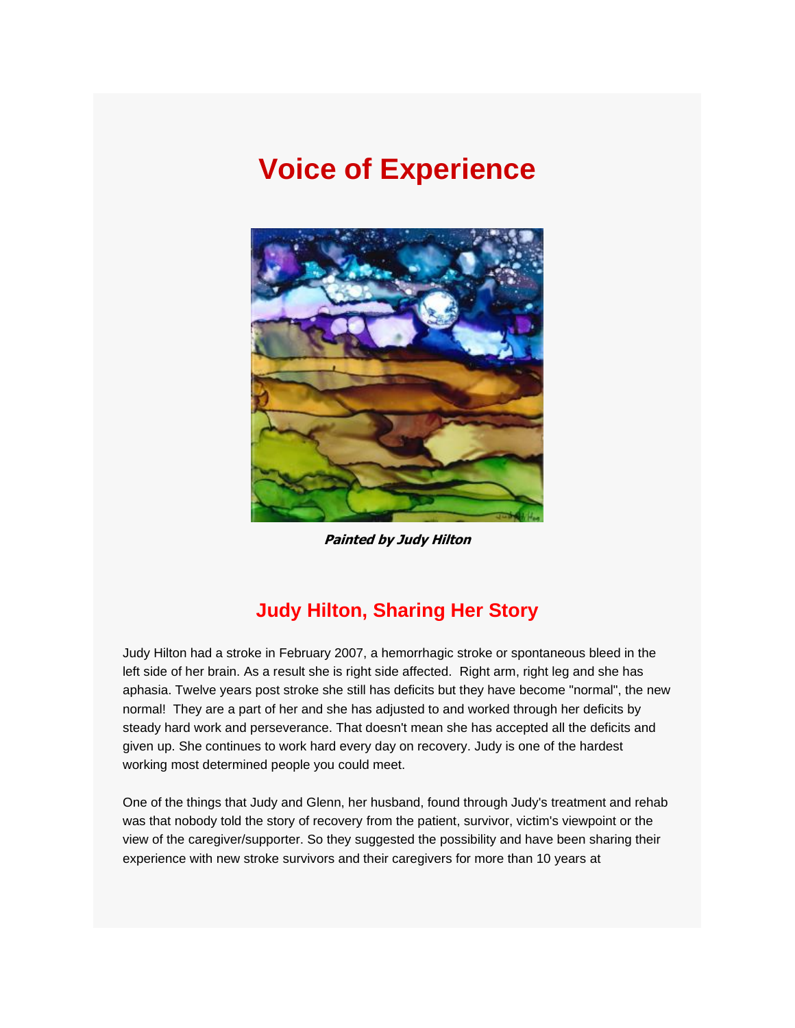# Voice of Experience

***Painted by Judy Hilton***

## Judy Hilton, Sharing Her Story

Judy Hilton had a stroke in February 2007, a hemorrhagic stroke or spontaneous bleed in the left side of her brain. As a result she is right side affected. Right arm, right leg and she has aphasia. Twelve years post stroke she still has deficits but they have become "normal", the new normal! They are a part of her and she has adjusted to and worked through her deficits by steady hard work and perseverance. That doesn't mean she has accepted all the deficits and given up. She continues to work hard every day on recovery. Judy is one of the hardest working most determined people you could meet.

One of the things that Judy and Glenn, her husband, found through Judy's treatment and rehab was that nobody told the story of recovery from the patient, survivor, victim's viewpoint or the view of the caregiver/supporter. So they suggested the possibility and have been sharing their experience with new stroke survivors and their caregivers for more than 10 years at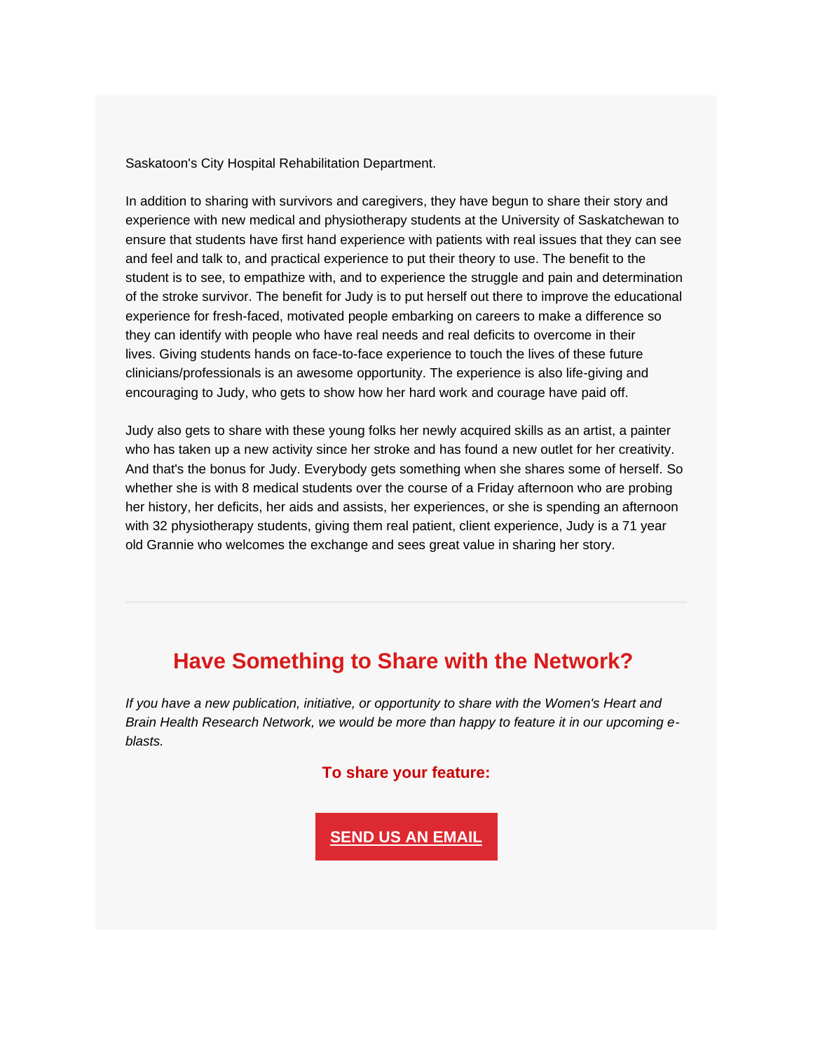Saskatoon's City Hospital Rehabilitation Department.

In addition to sharing with survivors and caregivers, they have begun to share their story and experience with new medical and physiotherapy students at the University of Saskatchewan to ensure that students have first hand experience with patients with real issues that they can see and feel and talk to, and practical experience to put their theory to use. The benefit to the student is to see, to empathize with, and to experience the struggle and pain and determination of the stroke survivor. The benefit for Judy is to put herself out there to improve the educational experience for fresh-faced, motivated people embarking on careers to make a difference so they can identify with people who have real needs and real deficits to overcome in their lives. Giving students hands on face-to-face experience to touch the lives of these future clinicians/professionals is an awesome opportunity. The experience is also life-giving and encouraging to Judy, who gets to show how her hard work and courage have paid off.

Judy also gets to share with these young folks her newly acquired skills as an artist, a painter who has taken up a new activity since her stroke and has found a new outlet for her creativity. And that's the bonus for Judy. Everybody gets something when she shares some of herself. So whether she is with 8 medical students over the course of a Friday afternoon who are probing her history, her deficits, her aids and assists, her experiences, or she is spending an afternoon with 32 physiotherapy students, giving them real patient, client experience, Judy is a 71 year old Grannie who welcomes the exchange and sees great value in sharing her story.

---

## Have Something to Share with the Network?

*If you have a new publication, initiative, or opportunity to share with the Women's Heart and Brain Health Research Network, we would be more than happy to feature it in our upcoming e-blasts.*

**To share your feature:**

**SEND US AN EMAIL**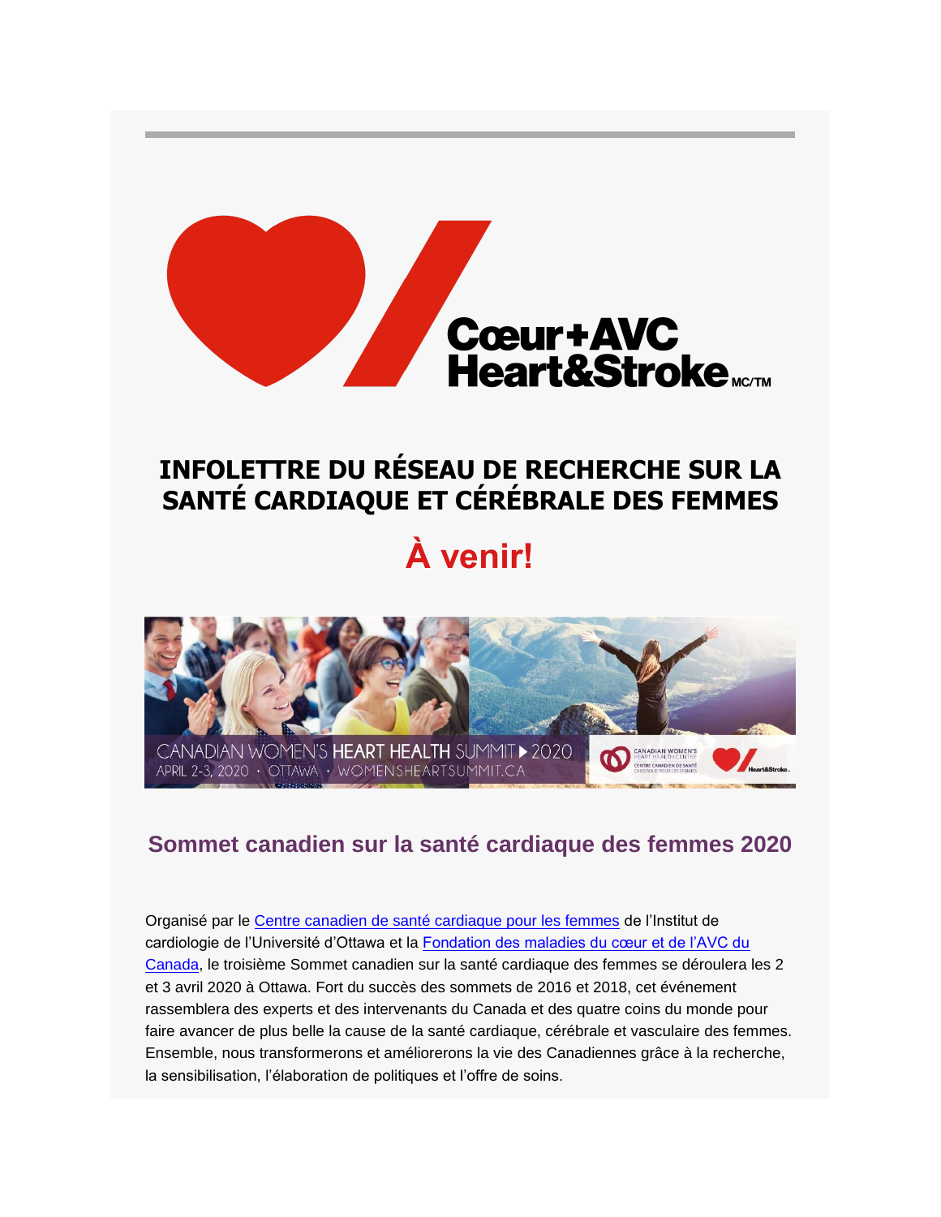# INFOLETTRE DU RÉSEAU DE RECHERCHE SUR LA SANTÉ CARDIAQUE ET CÉRÉBRALE DES FEMMES

## À venir!

## Sommet canadien sur la santé cardiaque des femmes 2020

Organisé par le Centre canadien de santé cardiaque pour les femmes de l'Institut de cardiologie de l'Université d'Ottawa et la Fondation des maladies du cœur et de l'AVC du Canada, le troisième Sommet canadien sur la santé cardiaque des femmes se déroulera les 2 et 3 avril 2020 à Ottawa. Fort du succès des sommets de 2016 et 2018, cet événement rassemblera des experts et des intervenants du Canada et des quatre coins du monde pour faire avancer de plus belle la cause de la santé cardiaque, cérébrale et vasculaire des femmes. Ensemble, nous transformerons et améliorerons la vie des Canadiennes grâce à la recherche, la sensibilisation, l'élaboration de politiques et l'offre de soins.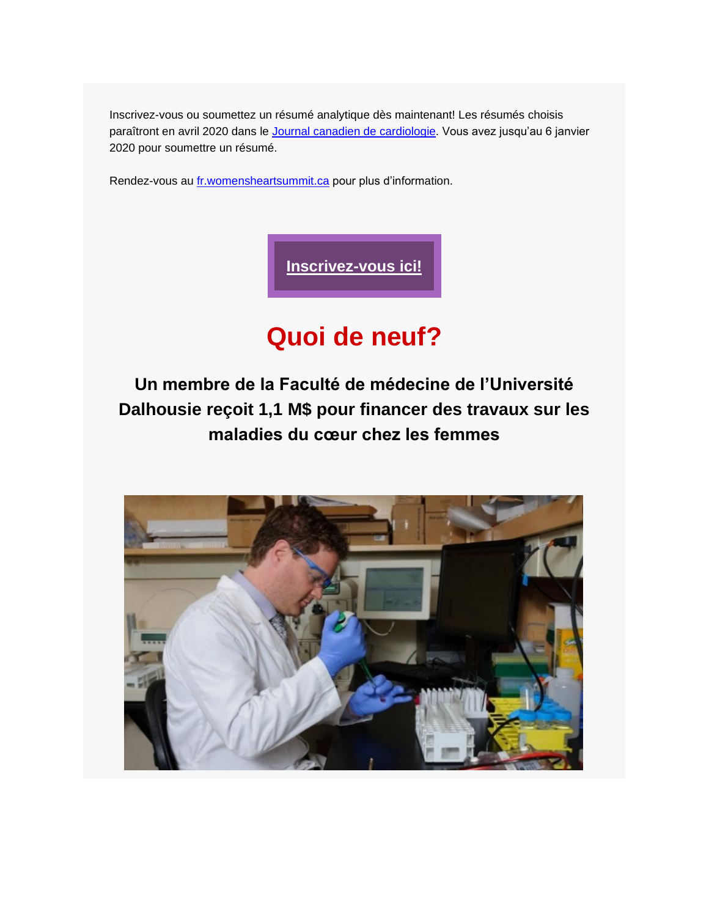Inscrivez-vous ou soumettez un résumé analytique dès maintenant! Les résumés choisis paraîtront en avril 2020 dans le [Journal canadien de cardiologie](). Vous avez jusqu'au 6 janvier 2020 pour soumettre un résumé.

Rendez-vous au [fr.womensheartsummit.ca]() pour plus d'information.

**[Inscrivez-vous ici!]()**

# Quoi de neuf?

## Un membre de la Faculté de médecine de l'Université Dalhousie reçoit 1,1 M$ pour financer des travaux sur les maladies du cœur chez les femmes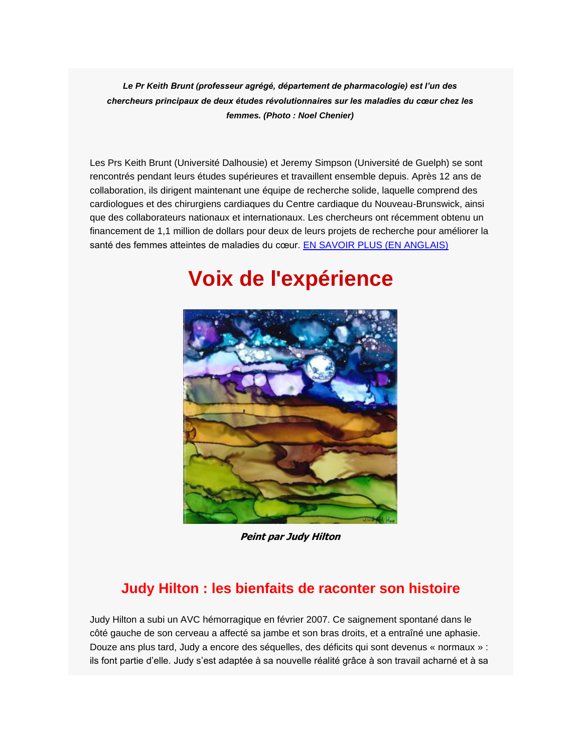***Le Pr Keith Brunt (professeur agrégé, département de pharmacologie) est l'un des chercheurs principaux de deux études révolutionnaires sur les maladies du cœur chez les femmes. (Photo : Noel Chenier)***

Les Prs Keith Brunt (Université Dalhousie) et Jeremy Simpson (Université de Guelph) se sont rencontrés pendant leurs études supérieures et travaillent ensemble depuis. Après 12 ans de collaboration, ils dirigent maintenant une équipe de recherche solide, laquelle comprend des cardiologues et des chirurgiens cardiaques du Centre cardiaque du Nouveau-Brunswick, ainsi que des collaborateurs nationaux et internationaux. Les chercheurs ont récemment obtenu un financement de 1,1 million de dollars pour deux de leurs projets de recherche pour améliorer la santé des femmes atteintes de maladies du cœur. EN SAVOIR PLUS (EN ANGLAIS)

# Voix de l'expérience

***Peint par Judy Hilton***

## Judy Hilton : les bienfaits de raconter son histoire

Judy Hilton a subi un AVC hémorragique en février 2007. Ce saignement spontané dans le côté gauche de son cerveau a affecté sa jambe et son bras droits, et a entraîné une aphasie. Douze ans plus tard, Judy a encore des séquelles, des déficits qui sont devenus « normaux » : ils font partie d'elle. Judy s'est adaptée à sa nouvelle réalité grâce à son travail acharné et à sa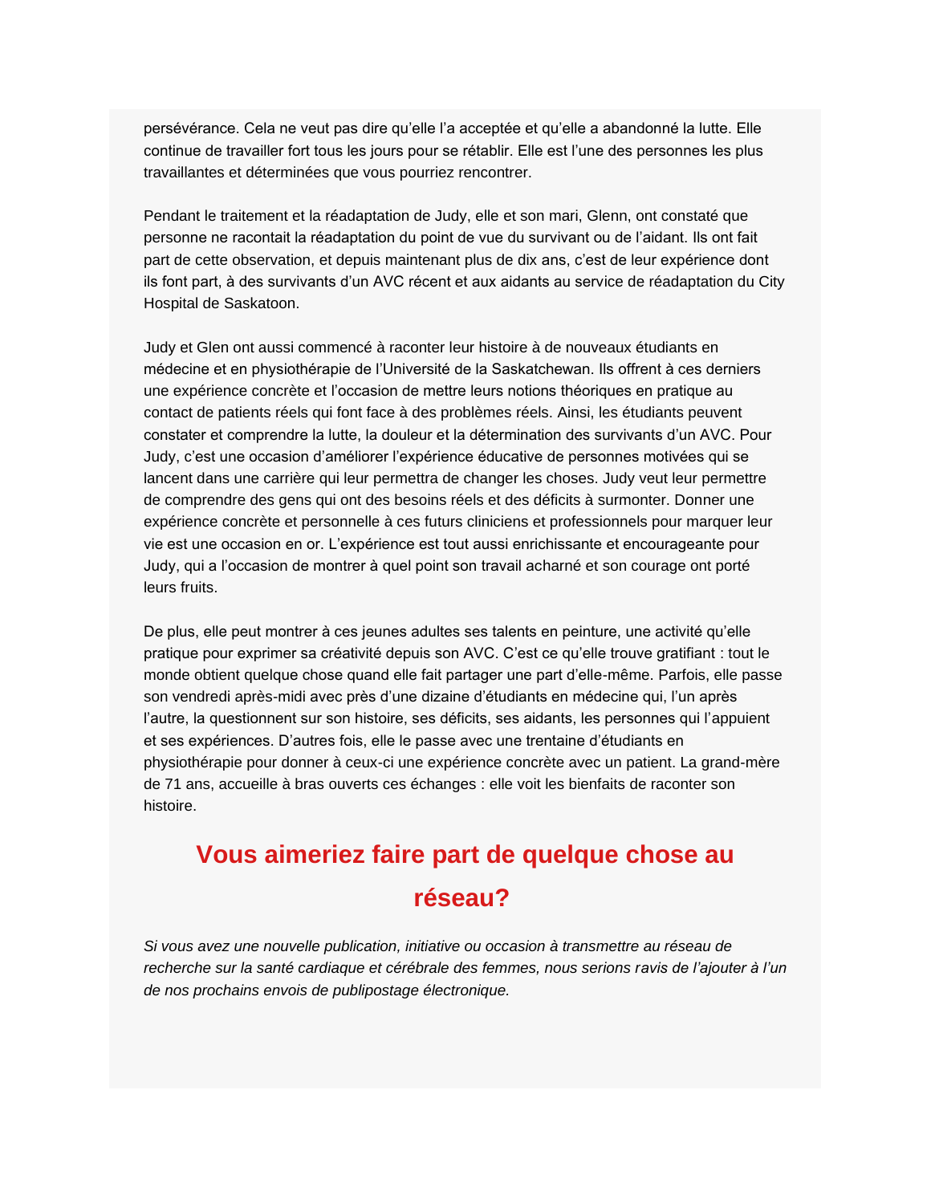persévérance. Cela ne veut pas dire qu'elle l'a acceptée et qu'elle a abandonné la lutte. Elle continue de travailler fort tous les jours pour se rétablir. Elle est l'une des personnes les plus travaillantes et déterminées que vous pourriez rencontrer.

Pendant le traitement et la réadaptation de Judy, elle et son mari, Glenn, ont constaté que personne ne racontait la réadaptation du point de vue du survivant ou de l'aidant. Ils ont fait part de cette observation, et depuis maintenant plus de dix ans, c'est de leur expérience dont ils font part, à des survivants d'un AVC récent et aux aidants au service de réadaptation du City Hospital de Saskatoon.

Judy et Glen ont aussi commencé à raconter leur histoire à de nouveaux étudiants en médecine et en physiothérapie de l'Université de la Saskatchewan. Ils offrent à ces derniers une expérience concrète et l'occasion de mettre leurs notions théoriques en pratique au contact de patients réels qui font face à des problèmes réels. Ainsi, les étudiants peuvent constater et comprendre la lutte, la douleur et la détermination des survivants d'un AVC. Pour Judy, c'est une occasion d'améliorer l'expérience éducative de personnes motivées qui se lancent dans une carrière qui leur permettra de changer les choses. Judy veut leur permettre de comprendre des gens qui ont des besoins réels et des déficits à surmonter. Donner une expérience concrète et personnelle à ces futurs cliniciens et professionnels pour marquer leur vie est une occasion en or. L'expérience est tout aussi enrichissante et encourageante pour Judy, qui a l'occasion de montrer à quel point son travail acharné et son courage ont porté leurs fruits.

De plus, elle peut montrer à ces jeunes adultes ses talents en peinture, une activité qu'elle pratique pour exprimer sa créativité depuis son AVC. C'est ce qu'elle trouve gratifiant : tout le monde obtient quelque chose quand elle fait partager une part d'elle-même. Parfois, elle passe son vendredi après-midi avec près d'une dizaine d'étudiants en médecine qui, l'un après l'autre, la questionnent sur son histoire, ses déficits, ses aidants, les personnes qui l'appuient et ses expériences. D'autres fois, elle le passe avec une trentaine d'étudiants en physiothérapie pour donner à ceux-ci une expérience concrète avec un patient. La grand-mère de 71 ans, accueille à bras ouverts ces échanges : elle voit les bienfaits de raconter son histoire.

## Vous aimeriez faire part de quelque chose au réseau?

*Si vous avez une nouvelle publication, initiative ou occasion à transmettre au réseau de recherche sur la santé cardiaque et cérébrale des femmes, nous serions ravis de l'ajouter à l'un de nos prochains envois de publipostage électronique.*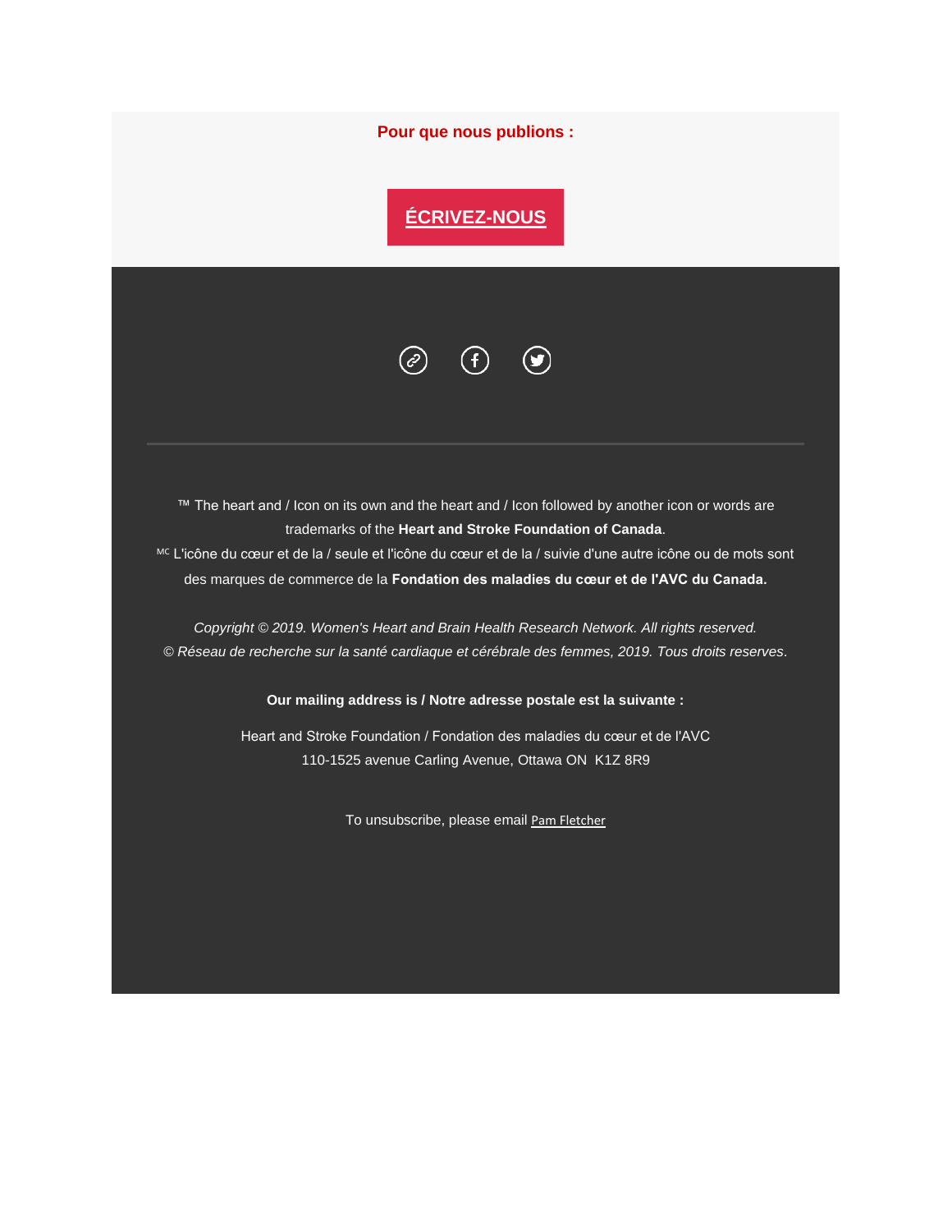**Pour que nous publions :**

**ÉCRIVEZ-NOUS**

™ The heart and / Icon on its own and the heart and / Icon followed by another icon or words are trademarks of the **Heart and Stroke Foundation of Canada**.

MC L'icône du cœur et de la / seule et l'icône du cœur et de la / suivie d'une autre icône ou de mots sont des marques de commerce de la **Fondation des maladies du cœur et de l'AVC du Canada.**

*Copyright © 2019. Women's Heart and Brain Health Research Network. All rights reserved.*
*© Réseau de recherche sur la santé cardiaque et cérébrale des femmes, 2019. Tous droits reserves.*

**Our mailing address is / Notre adresse postale est la suivante :**

Heart and Stroke Foundation / Fondation des maladies du cœur et de l'AVC
110-1525 avenue Carling Avenue, Ottawa ON  K1Z 8R9

To unsubscribe, please email Pam Fletcher